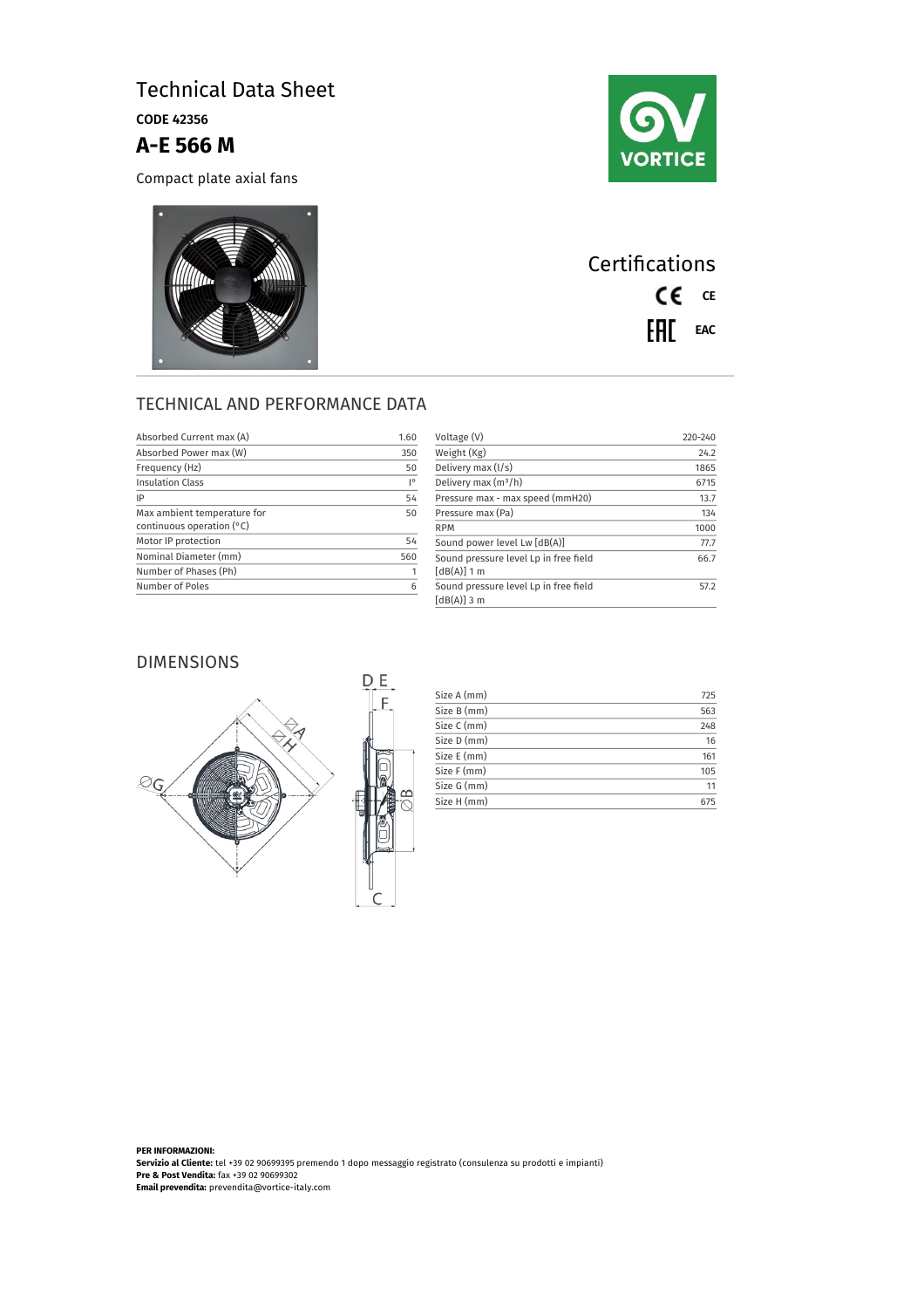# Technical Data Sheet

**CODE 42356**

## A-E 566 M

Compact plate axial fans

## Certifications

CE

EAC

## TECHNICAL AND PERFORMANCE DATA

| Parameter | Value |
|---|---|
| Absorbed Current max (A) | 1.60 |
| Absorbed Power max (W) | 350 |
| Frequency (Hz) | 50 |
| Insulation Class | I° |
| IP | 54 |
| Max ambient temperature for continuous operation (°C) | 50 |
| Motor IP protection | 54 |
| Nominal Diameter (mm) | 560 |
| Number of Phases (Ph) | 1 |
| Number of Poles | 6 |

| Parameter | Value |
|---|---|
| Voltage (V) | 220-240 |
| Weight (Kg) | 24.2 |
| Delivery max (l/s) | 1865 |
| Delivery max (m³/h) | 6715 |
| Pressure max - max speed (mmH20) | 13.7 |
| Pressure max (Pa) | 134 |
| RPM | 1000 |
| Sound power level Lw [dB(A)] | 77.7 |
| Sound pressure level Lp in free field [dB(A)] 1 m | 66.7 |
| Sound pressure level Lp in free field [dB(A)] 3 m | 57.2 |

## DIMENSIONS

| Size | Value |
|---|---|
| Size A (mm) | 725 |
| Size B (mm) | 563 |
| Size C (mm) | 248 |
| Size D (mm) | 16 |
| Size E (mm) | 161 |
| Size F (mm) | 105 |
| Size G (mm) | 11 |
| Size H (mm) | 675 |

**PER INFORMAZIONI:**
**Servizio al Cliente:** tel +39 02 90699395 premendo 1 dopo messaggio registrato (consulenza su prodotti e impianti)
**Pre & Post Vendita:** fax +39 02 90699302
**Email prevendita:** prevendita@vortice-italy.com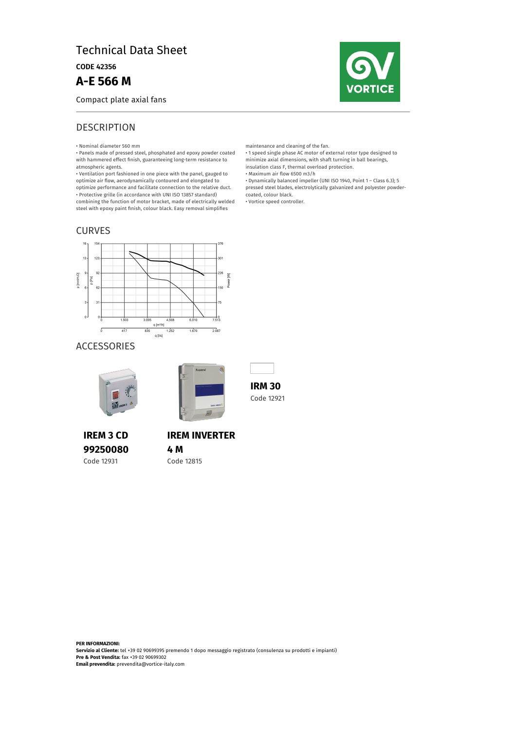# Technical Data Sheet

**CODE 42356**

## A-E 566 M

Compact plate axial fans

VORTICE

## DESCRIPTION

• Nominal diameter 560 mm
• Panels made of pressed steel, phosphated and epoxy powder coated with hammered effect finish, guaranteeing long-term resistance to atmospheric agents.
• Ventilation port fashioned in one piece with the panel, gauged to optimize air flow, aerodynamically contoured and elongated to optimize performance and facilitate connection to the relative duct.
• Protective grille (in accordance with UNI ISO 13857 standard) combining the function of motor bracket, made of electrically welded steel with epoxy paint finish, colour black. Easy removal simplifies maintenance and cleaning of the fan.
• 1 speed single phase AC motor of external rotor type designed to minimize axial dimensions, with shaft turning in ball bearings, insulation class F, thermal overload protection.
• Maximum air flow 6500 m3/h
• Dynamically balanced impeller (UNI ISO 1940, Point 1 – Class 6.3); 5 pressed steel blades, electrolytically galvanized and polyester powder-coated, colour black.
• Vortice speed controller.

## CURVES

p [mmH₂O]: 16, 13, 9, 6, 3, 0
p [Pa]: 154, 123, 92, 62, 31, 0
Power [W]: 376, 301, 226, 150, 75, 0
q [m³/h]: 0, 1.503, 3.005, 4.508, 6.010, 7.513
q [l/s]: 0, 417, 835, 1.252, 1.670, 2.087

## ACCESSORIES

**IREM 3 CD 99250080**
Code 12931

**IREM INVERTER 4 M**
Code 12815

**IRM 30**
Code 12921

**PER INFORMAZIONI:**
**Servizio al Cliente:** tel +39 02 90699395 premendo 1 dopo messaggio registrato (consulenza su prodotti e impianti)
**Pre & Post Vendita:** fax +39 02 90699302
**Email prevendita:** prevendita@vortice-italy.com